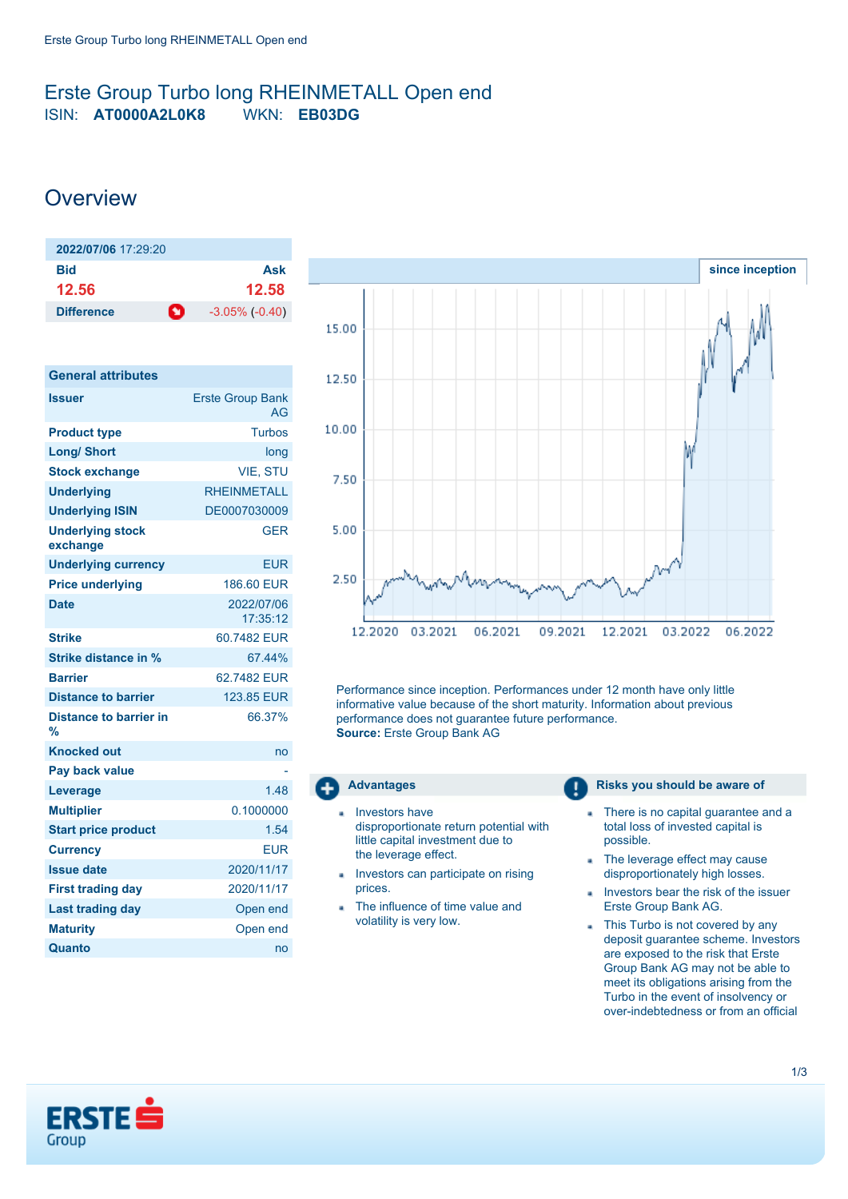# Erste Group Turbo long RHEINMETALL Open end

ISIN: **AT0000A2L0K8** WKN: **EB03DG**

## Overview

| **2022/07/06** 17:29:20 | |
|---|---|
| **Bid** | **Ask** |
| **12.56** | **12.58** |
| **Difference** | -3.05% (-0.40) |

| General attributes | |
|---|---|
| **Issuer** | Erste Group Bank AG |
| **Product type** | Turbos |
| **Long/ Short** | long |
| **Stock exchange** | VIE, STU |
| **Underlying** | RHEINMETALL |
| **Underlying ISIN** | DE0007030009 |
| **Underlying stock exchange** | GER |
| **Underlying currency** | EUR |
| **Price underlying** | 186.60 EUR |
| **Date** | 2022/07/06 17:35:12 |
| **Strike** | 60.7482 EUR |
| **Strike distance in %** | 67.44% |
| **Barrier** | 62.7482 EUR |
| **Distance to barrier** | 123.85 EUR |
| **Distance to barrier in %** | 66.37% |
| **Knocked out** | no |
| **Pay back value** | - |
| **Leverage** | 1.48 |
| **Multiplier** | 0.1000000 |
| **Start price product** | 1.54 |
| **Currency** | EUR |
| **Issue date** | 2020/11/17 |
| **First trading day** | 2020/11/17 |
| **Last trading day** | Open end |
| **Maturity** | Open end |
| **Quanto** | no |

since inception

Performance since inception. Performances under 12 month have only little informative value because of the short maturity. Information about previous performance does not guarantee future performance.
**Source:** Erste Group Bank AG

### Advantages

- Investors have disproportionate return potential with little capital investment due to the leverage effect.
- Investors can participate on rising prices.
- The influence of time value and volatility is very low.

### Risks you should be aware of

- There is no capital guarantee and a total loss of invested capital is possible.
- The leverage effect may cause disproportionately high losses.
- Investors bear the risk of the issuer Erste Group Bank AG.
- This Turbo is not covered by any deposit guarantee scheme. Investors are exposed to the risk that Erste Group Bank AG may not be able to meet its obligations arising from the Turbo in the event of insolvency or over-indebtedness or from an official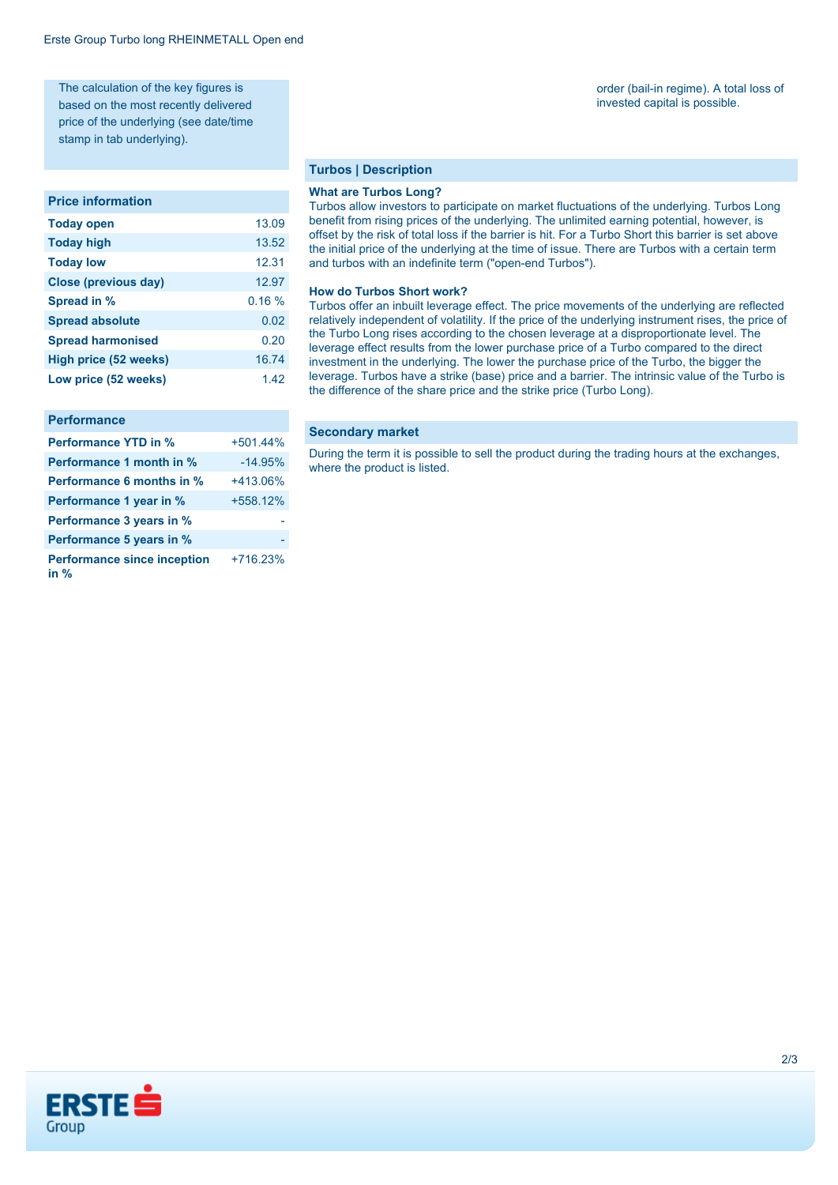The calculation of the key figures is based on the most recently delivered price of the underlying (see date/time stamp in tab underlying).

## Price information

| | |
|---|---|
| **Today open** | 13.09 |
| **Today high** | 13.52 |
| **Today low** | 12.31 |
| **Close (previous day)** | 12.97 |
| **Spread in %** | 0.16 % |
| **Spread absolute** | 0.02 |
| **Spread harmonised** | 0.20 |
| **High price (52 weeks)** | 16.74 |
| **Low price (52 weeks)** | 1.42 |

## Performance

| | |
|---|---|
| **Performance YTD in %** | +501.44% |
| **Performance 1 month in %** | -14.95% |
| **Performance 6 months in %** | +413.06% |
| **Performance 1 year in %** | +558.12% |
| **Performance 3 years in %** | - |
| **Performance 5 years in %** | - |
| **Performance since inception in %** | +716.23% |

order (bail-in regime). A total loss of invested capital is possible.

## Turbos | Description

**What are Turbos Long?**
Turbos allow investors to participate on market fluctuations of the underlying. Turbos Long benefit from rising prices of the underlying. The unlimited earning potential, however, is offset by the risk of total loss if the barrier is hit. For a Turbo Short this barrier is set above the initial price of the underlying at the time of issue. There are Turbos with a certain term and turbos with an indefinite term ("open-end Turbos").

**How do Turbos Short work?**
Turbos offer an inbuilt leverage effect. The price movements of the underlying are reflected relatively independent of volatility. If the price of the underlying instrument rises, the price of the Turbo Long rises according to the chosen leverage at a disproportionate level. The leverage effect results from the lower purchase price of a Turbo compared to the direct investment in the underlying. The lower the purchase price of the Turbo, the bigger the leverage. Turbos have a strike (base) price and a barrier. The intrinsic value of the Turbo is the difference of the share price and the strike price (Turbo Long).

## Secondary market

During the term it is possible to sell the product during the trading hours at the exchanges, where the product is listed.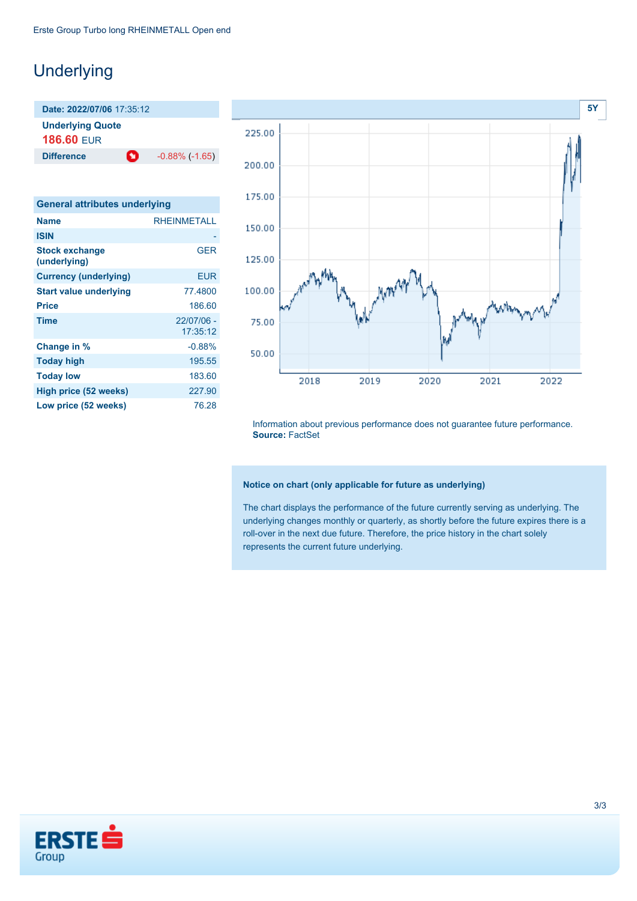# Underlying

**Date: 2022/07/06** 17:35:12

**Underlying Quote**
**186.60** EUR

**Difference** -0.88% (-1.65)

| General attributes underlying | |
|---|---|
| **Name** | RHEINMETALL |
| **ISIN** | - |
| **Stock exchange (underlying)** | GER |
| **Currency (underlying)** | EUR |
| **Start value underlying** | 77.4800 |
| **Price** | 186.60 |
| **Time** | 22/07/06 - 17:35:12 |
| **Change in %** | -0.88% |
| **Today high** | 195.55 |
| **Today low** | 183.60 |
| **High price (52 weeks)** | 227.90 |
| **Low price (52 weeks)** | 76.28 |

5Y

225.00
200.00
175.00
150.00
125.00
100.00
75.00
50.00

2018 2019 2020 2021 2022

Information about previous performance does not guarantee future performance.
**Source:** FactSet

**Notice on chart (only applicable for future as underlying)**

The chart displays the performance of the future currently serving as underlying. The underlying changes monthly or quarterly, as shortly before the future expires there is a roll-over in the next due future. Therefore, the price history in the chart solely represents the current future underlying.